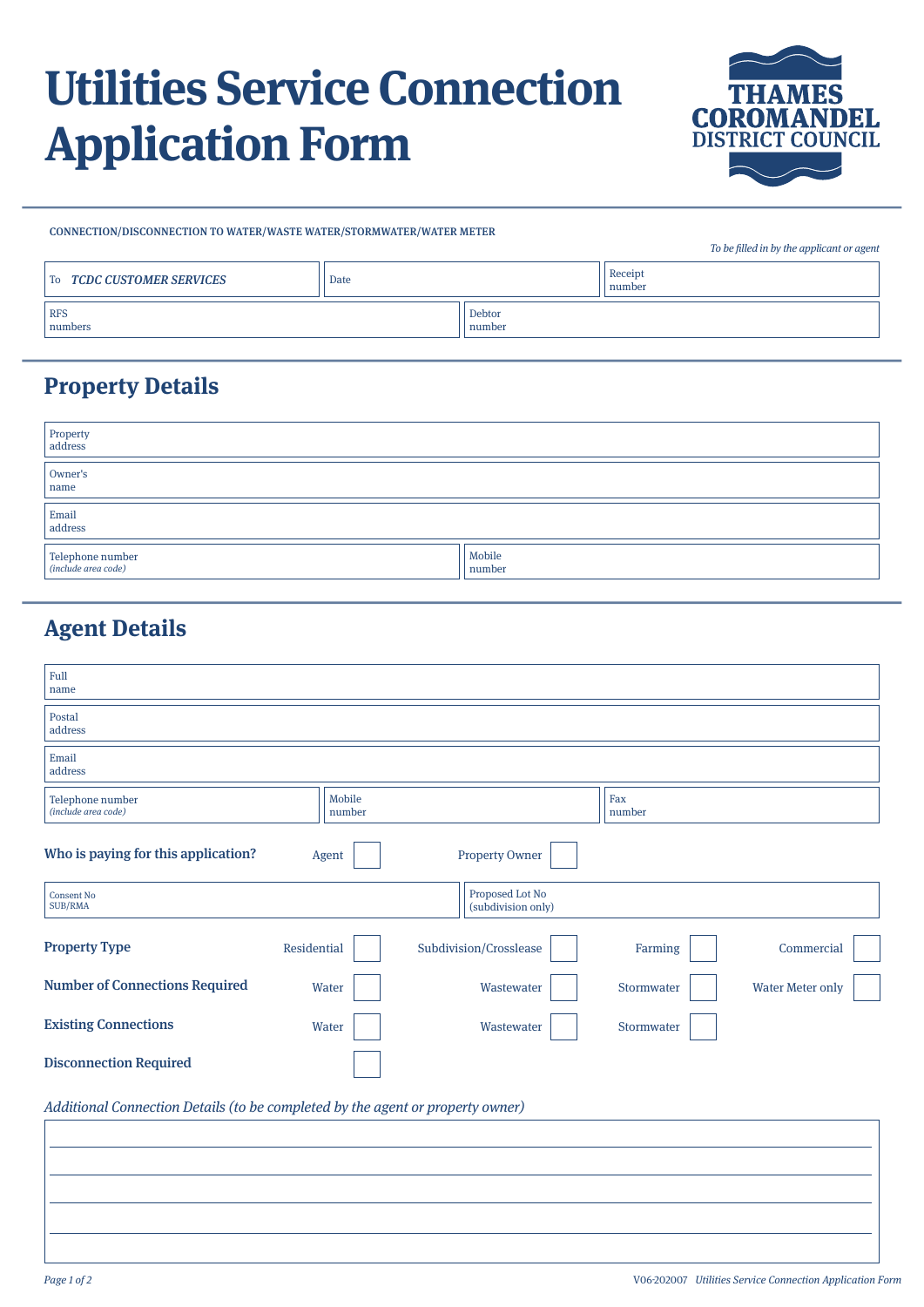# Utilities Service Connection Application Form

THAMES COROMANDEL DISTRICT COUNCIL

CONNECTION/DISCONNECTION TO WATER/WASTE WATER/STORMWATER/WATER METER

*To be filled in by the applicant or agent*

| To *TCDC CUSTOMER SERVICES* | Date | Receipt number |
|---|---|---|

| RFS numbers | Debtor number |
|---|---|

## Property Details

| Property address |
|---|
| Owner's name |
| Email address |

| Telephone number *(include area code)* | Mobile number |
|---|---|

## Agent Details

| Full name |
|---|
| Postal address |
| Email address |

| Telephone number *(include area code)* | Mobile number | Fax number |
|---|---|---|

**Who is paying for this application?** Agent ☐ Property Owner ☐

| Consent No SUB/RMA | Proposed Lot No (subdivision only) |
|---|---|

**Property Type** Residential ☐ Subdivision/Crosslease ☐ Farming ☐ Commercial ☐

**Number of Connections Required** Water ☐ Wastewater ☐ Stormwater ☐ Water Meter only ☐

**Existing Connections** Water ☐ Wastewater ☐ Stormwater ☐

**Disconnection Required** ☐

*Additional Connection Details (to be completed by the agent or property owner)*

_______________________________________________

_______________________________________________

_______________________________________________

_______________________________________________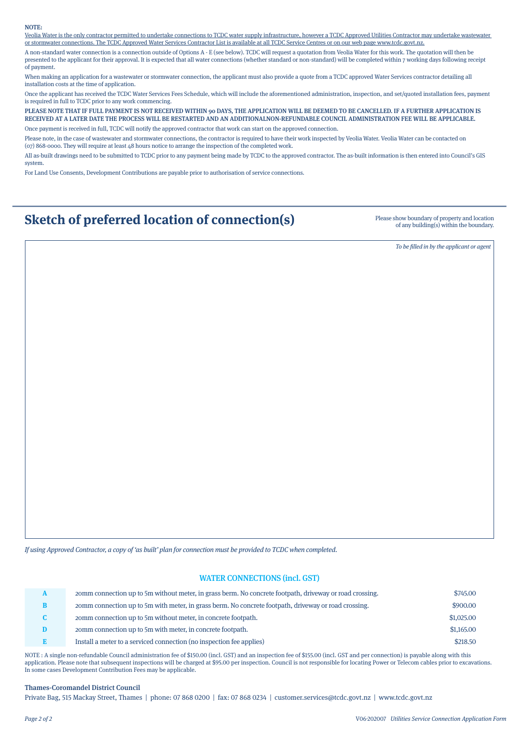**NOTE:**

Veolia Water is the only contractor permitted to undertake connections to TCDC water supply infrastructure, however a TCDC Approved Utilities Contractor may undertake wastewater or stormwater connections. The TCDC Approved Water Services Contractor List is available at all TCDC Service Centres or on our web page www.tcdc.govt.nz.

A non-standard water connection is a connection outside of Options A - E (see below). TCDC will request a quotation from Veolia Water for this work. The quotation will then be presented to the applicant for their approval. It is expected that all water connections (whether standard or non-standard) will be completed within 7 working days following receipt of payment.

When making an application for a wastewater or stormwater connection, the applicant must also provide a quote from a TCDC approved Water Services contractor detailing all installation costs at the time of application.

Once the applicant has received the TCDC Water Services Fees Schedule, which will include the aforementioned administration, inspection, and set/quoted installation fees, payment is required in full to TCDC prior to any work commencing.

**PLEASE NOTE THAT IF FULL PAYMENT IS NOT RECEIVED WITHIN 90 DAYS, THE APPLICATION WILL BE DEEMED TO BE CANCELLED. IF A FURTHER APPLICATION IS RECEIVED AT A LATER DATE THE PROCESS WILL BE RESTARTED AND AN ADDITIONALNON-REFUNDABLE COUNCIL ADMINISTRATION FEE WILL BE APPLICABLE.**

Once payment is received in full, TCDC will notify the approved contractor that work can start on the approved connection.

Please note, in the case of wastewater and stormwater connections, the contractor is required to have their work inspected by Veolia Water. Veolia Water can be contacted on (07) 868-0000. They will require at least 48 hours notice to arrange the inspection of the completed work.

All as-built drawings need to be submitted to TCDC prior to any payment being made by TCDC to the approved contractor. The as-built information is then entered into Council's GIS system.

For Land Use Consents, Development Contributions are payable prior to authorisation of service connections.

## Sketch of preferred location of connection(s)

Please show boundary of property and location of any building(s) within the boundary.

*To be filled in by the applicant or agent*

*If using Approved Contractor, a copy of 'as built' plan for connection must be provided to TCDC when completed.*

### WATER CONNECTIONS (incl. GST)

| | | |
|---|---|---|
| A | 20mm connection up to 5m without meter, in grass berm. No concrete footpath, driveway or road crossing. | $745.00 |
| B | 20mm connection up to 5m with meter, in grass berm. No concrete footpath, driveway or road crossing. | $900.00 |
| C | 20mm connection up to 5m without meter, in concrete footpath. | $1,025.00 |
| D | 20mm connection up to 5m with meter, in concrete footpath. | $1,165.00 |
| E | Install a meter to a serviced connection (no inspection fee applies) | $218.50 |

NOTE : A single non-refundable Council administration fee of $150.00 (incl. GST) and an inspection fee of $155.00 (incl. GST and per connection) is payable along with this application. Please note that subsequent inspections will be charged at $95.00 per inspection. Council is not responsible for locating Power or Telecom cables prior to excavations. In some cases Development Contribution Fees may be applicable.

**Thames-Coromandel District Council**

Private Bag, 515 Mackay Street, Thames | phone: 07 868 0200 | fax: 07 868 0234 | customer.services@tcdc.govt.nz | www.tcdc.govt.nz

V06-202007 *Utilities Service Connection Application Form*